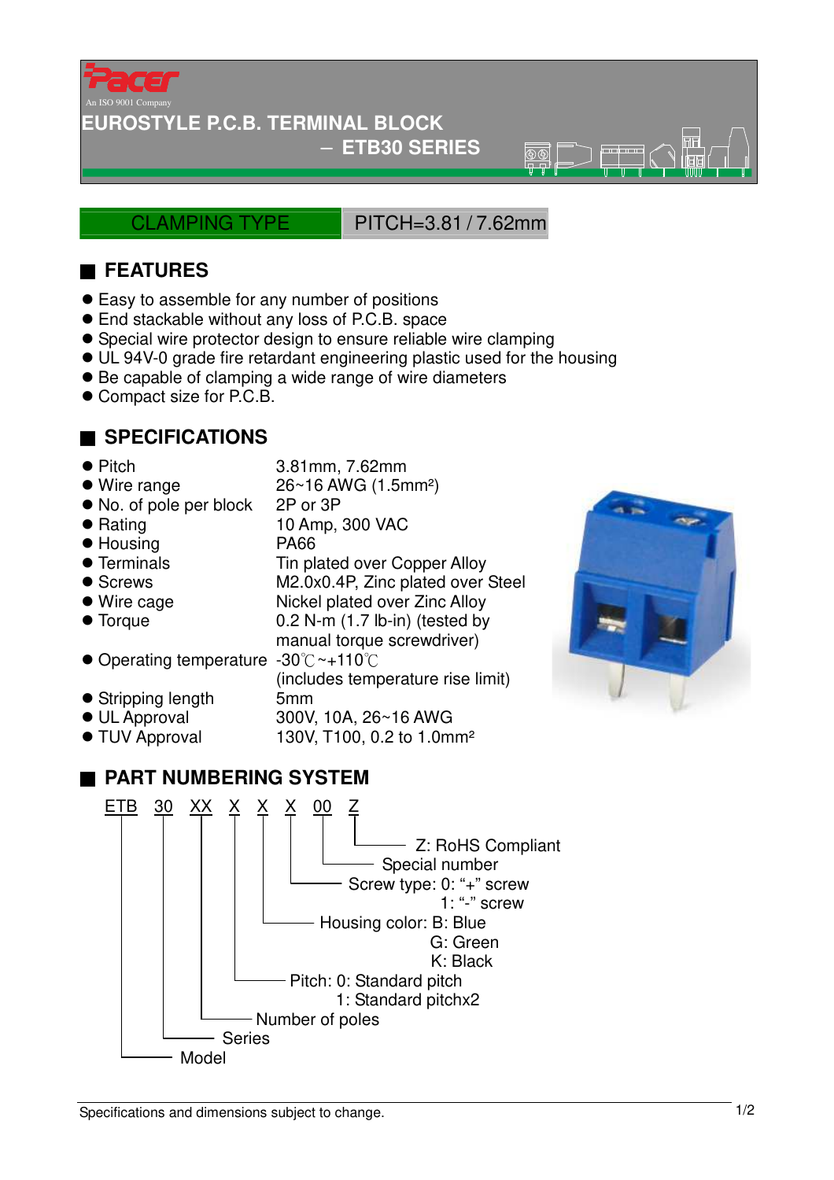Pacer

An ISO 9001 Company

# EUROSTYLE P.C.B. TERMINAL BLOCK
## – ETB30 SERIES

CLAMPING TYPE | PITCH=3.81 / 7.62mm

## FEATURES

- Easy to assemble for any number of positions
- End stackable without any loss of P.C.B. space
- Special wire protector design to ensure reliable wire clamping
- UL 94V-0 grade fire retardant engineering plastic used for the housing
- Be capable of clamping a wide range of wire diameters
- Compact size for P.C.B.

## SPECIFICATIONS

| | |
|---|---|
| Pitch | 3.81mm, 7.62mm |
| Wire range | 26~16 AWG (1.5mm²) |
| No. of pole per block | 2P or 3P |
| Rating | 10 Amp, 300 VAC |
| Housing | PA66 |
| Terminals | Tin plated over Copper Alloy |
| Screws | M2.0x0.4P, Zinc plated over Steel |
| Wire cage | Nickel plated over Zinc Alloy |
| Torque | 0.2 N-m (1.7 lb-in) (tested by manual torque screwdriver) |
| Operating temperature | -30℃~+110℃ (includes temperature rise limit) |
| Stripping length | 5mm |
| UL Approval | 300V, 10A, 26~16 AWG |
| TUV Approval | 130V, T100, 0.2 to 1.0mm² |

## PART NUMBERING SYSTEM

ETB 30 XX X X X 00 Z

- Z: RoHS Compliant
- 00: Special number
- X: Screw type: 0: "+" screw
  1: "-" screw
- X: Housing color: B: Blue
  G: Green
  K: Black
- X: Pitch: 0: Standard pitch
  1: Standard pitchx2
- XX: Number of poles
- 30: Series
- ETB: Model

Specifications and dimensions subject to change.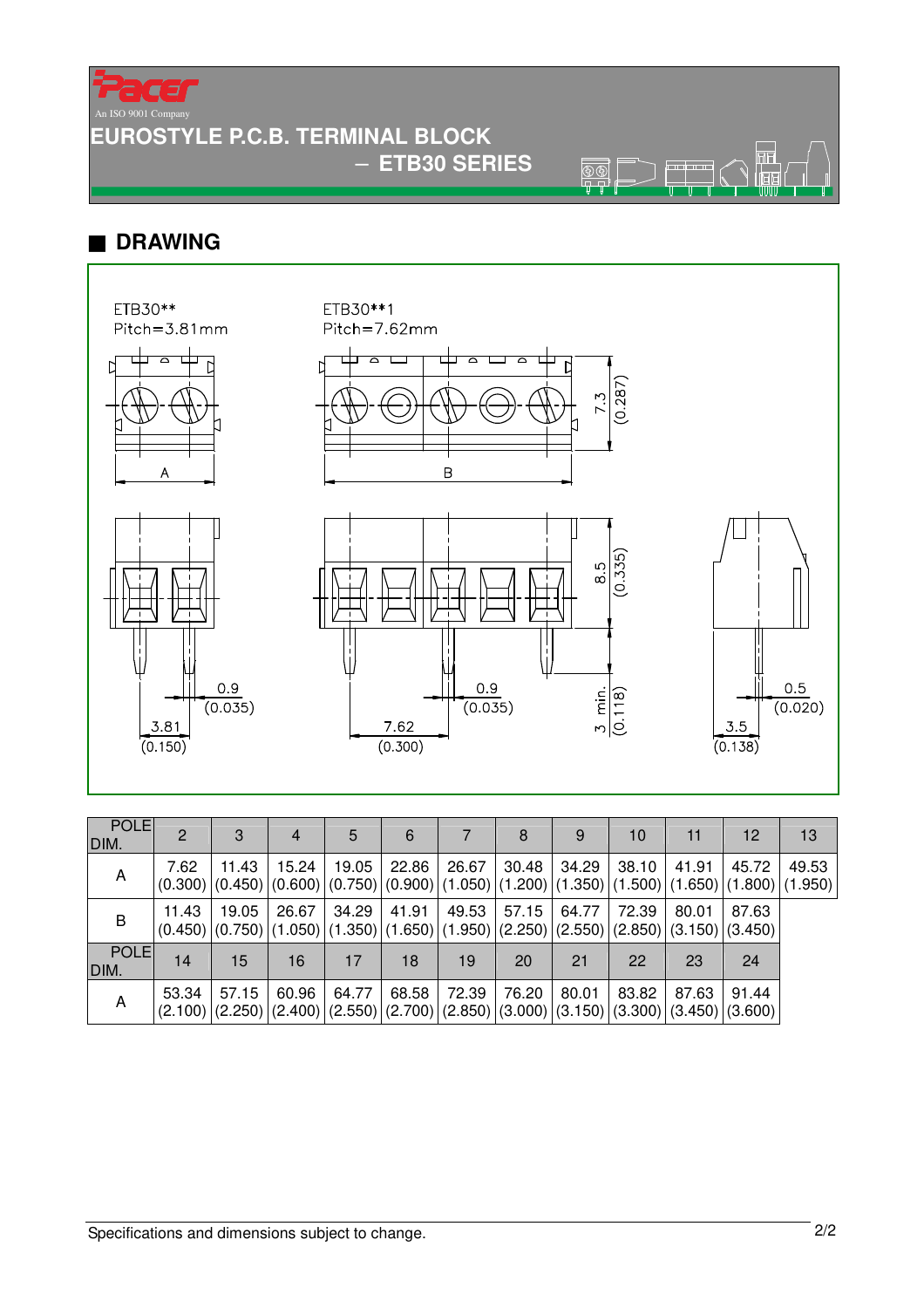EUROSTYLE P.C.B. TERMINAL BLOCK

– ETB30 SERIES

## ■ DRAWING

ETB30**
Pitch=3.81mm

ETB30**1
Pitch=7.62mm

A

B

7.3
(0.287)

8.5
(0.335)

0.9
(0.035)

3.81
(0.150)

0.9
(0.035)

7.62
(0.300)

3 min.
(0.118)

0.5
(0.020)

3.5
(0.138)

| POLE / DIM. | 2 | 3 | 4 | 5 | 6 | 7 | 8 | 9 | 10 | 11 | 12 | 13 |
|---|---|---|---|---|---|---|---|---|---|---|---|---|
| A | 7.62 (0.300) | 11.43 (0.450) | 15.24 (0.600) | 19.05 (0.750) | 22.86 (0.900) | 26.67 (1.050) | 30.48 (1.200) | 34.29 (1.350) | 38.10 (1.500) | 41.91 (1.650) | 45.72 (1.800) | 49.53 (1.950) |
| B | 11.43 (0.450) | 19.05 (0.750) | 26.67 (1.050) | 34.29 (1.350) | 41.91 (1.650) | 49.53 (1.950) | 57.15 (2.250) | 64.77 (2.550) | 72.39 (2.850) | 80.01 (3.150) | 87.63 (3.450) | |
| **POLE / DIM.** | **14** | **15** | **16** | **17** | **18** | **19** | **20** | **21** | **22** | **23** | **24** | |
| A | 53.34 (2.100) | 57.15 (2.250) | 60.96 (2.400) | 64.77 (2.550) | 68.58 (2.700) | 72.39 (2.850) | 76.20 (3.000) | 80.01 (3.150) | 83.82 (3.300) | 87.63 (3.450) | 91.44 (3.600) | |

Specifications and dimensions subject to change.